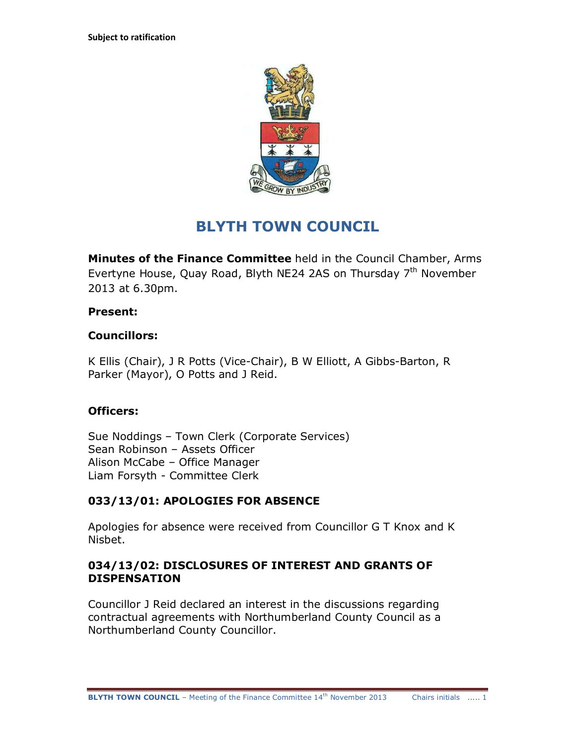Subject to ratification

# BLYTH TOWN COUNCIL

**Minutes of the Finance Committee** held in the Council Chamber, Arms Evertyne House, Quay Road, Blyth NE24 2AS on Thursday 7th November 2013 at 6.30pm.

**Present:**

**Councillors:**

K Ellis (Chair), J R Potts (Vice-Chair), B W Elliott, A Gibbs-Barton, R Parker (Mayor), O Potts and J Reid.

**Officers:**

Sue Noddings – Town Clerk (Corporate Services)
Sean Robinson – Assets Officer
Alison McCabe – Office Manager
Liam Forsyth - Committee Clerk

## 033/13/01: APOLOGIES FOR ABSENCE

Apologies for absence were received from Councillor G T Knox and K Nisbet.

## 034/13/02: DISCLOSURES OF INTEREST AND GRANTS OF DISPENSATION

Councillor J Reid declared an interest in the discussions regarding contractual agreements with Northumberland County Council as a Northumberland County Councillor.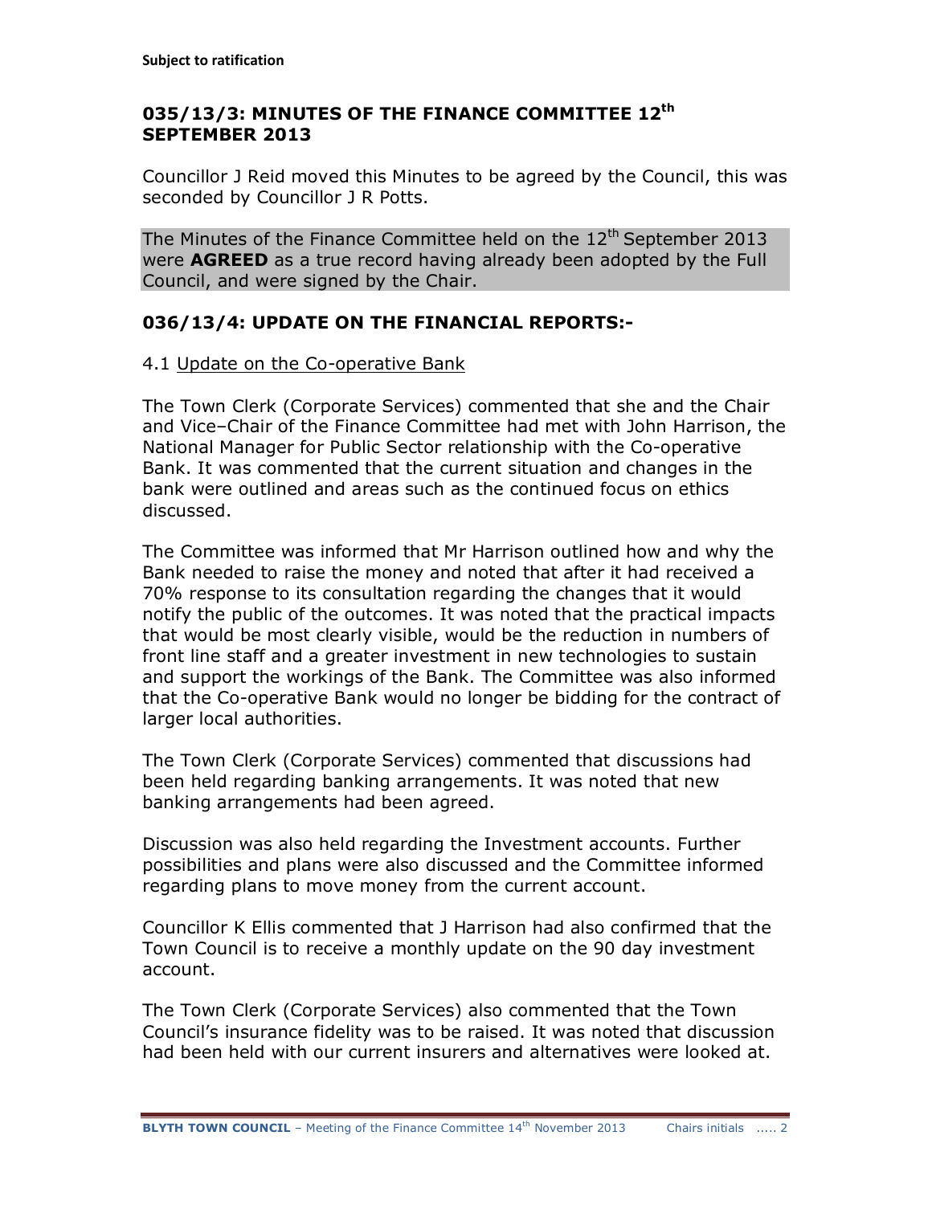**Subject to ratification**

## 035/13/3: MINUTES OF THE FINANCE COMMITTEE 12th SEPTEMBER 2013

Councillor J Reid moved this Minutes to be agreed by the Council, this was seconded by Councillor J R Potts.

The Minutes of the Finance Committee held on the 12th September 2013 were **AGREED** as a true record having already been adopted by the Full Council, and were signed by the Chair.

## 036/13/4: UPDATE ON THE FINANCIAL REPORTS:-

4.1 Update on the Co-operative Bank

The Town Clerk (Corporate Services) commented that she and the Chair and Vice–Chair of the Finance Committee had met with John Harrison, the National Manager for Public Sector relationship with the Co-operative Bank. It was commented that the current situation and changes in the bank were outlined and areas such as the continued focus on ethics discussed.

The Committee was informed that Mr Harrison outlined how and why the Bank needed to raise the money and noted that after it had received a 70% response to its consultation regarding the changes that it would notify the public of the outcomes. It was noted that the practical impacts that would be most clearly visible, would be the reduction in numbers of front line staff and a greater investment in new technologies to sustain and support the workings of the Bank. The Committee was also informed that the Co-operative Bank would no longer be bidding for the contract of larger local authorities.

The Town Clerk (Corporate Services) commented that discussions had been held regarding banking arrangements. It was noted that new banking arrangements had been agreed.

Discussion was also held regarding the Investment accounts. Further possibilities and plans were also discussed and the Committee informed regarding plans to move money from the current account.

Councillor K Ellis commented that J Harrison had also confirmed that the Town Council is to receive a monthly update on the 90 day investment account.

The Town Clerk (Corporate Services) also commented that the Town Council's insurance fidelity was to be raised. It was noted that discussion had been held with our current insurers and alternatives were looked at.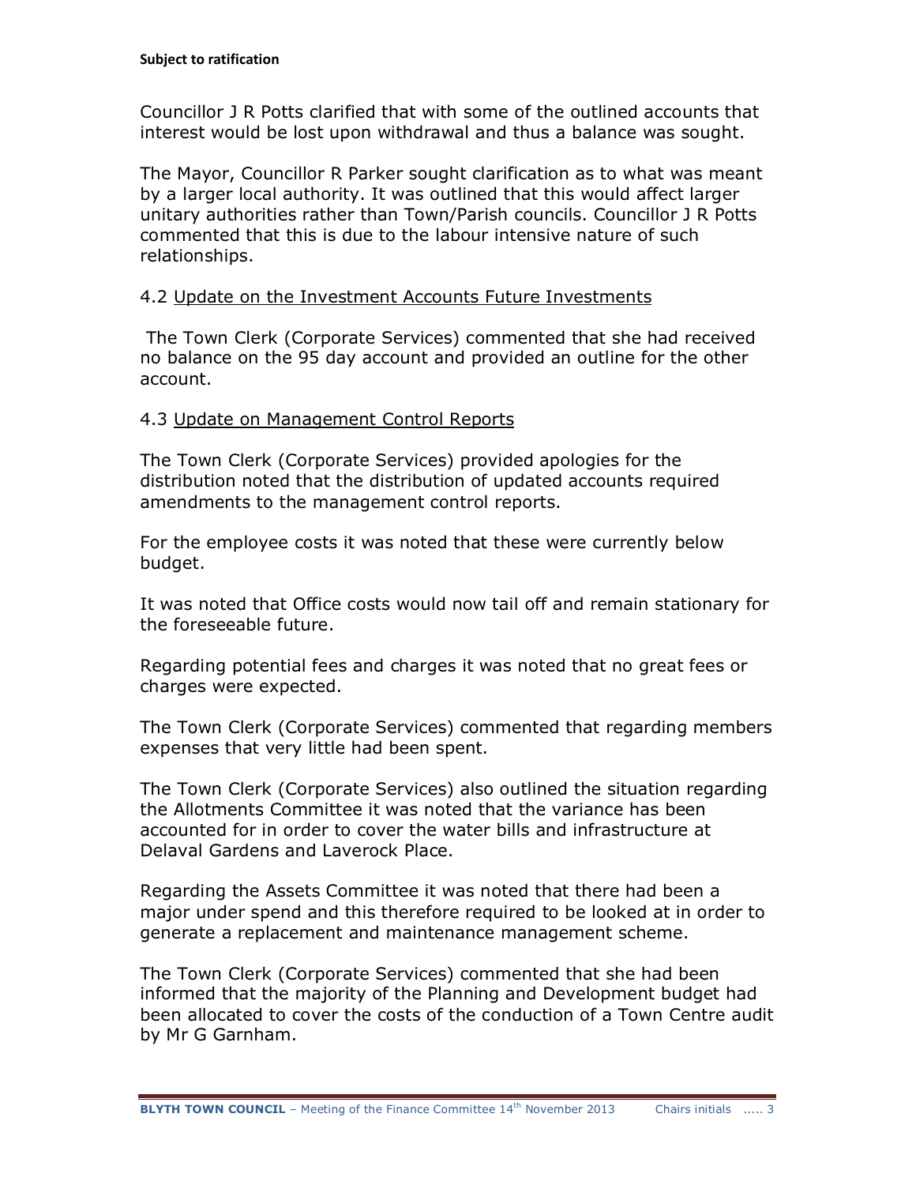Subject to ratification

Councillor J R Potts clarified that with some of the outlined accounts that interest would be lost upon withdrawal and thus a balance was sought.

The Mayor, Councillor R Parker sought clarification as to what was meant by a larger local authority. It was outlined that this would affect larger unitary authorities rather than Town/Parish councils. Councillor J R Potts commented that this is due to the labour intensive nature of such relationships.

4.2 Update on the Investment Accounts Future Investments

The Town Clerk (Corporate Services) commented that she had received no balance on the 95 day account and provided an outline for the other account.

4.3 Update on Management Control Reports

The Town Clerk (Corporate Services) provided apologies for the distribution noted that the distribution of updated accounts required amendments to the management control reports.

For the employee costs it was noted that these were currently below budget.

It was noted that Office costs would now tail off and remain stationary for the foreseeable future.

Regarding potential fees and charges it was noted that no great fees or charges were expected.

The Town Clerk (Corporate Services) commented that regarding members expenses that very little had been spent.

The Town Clerk (Corporate Services) also outlined the situation regarding the Allotments Committee it was noted that the variance has been accounted for in order to cover the water bills and infrastructure at Delaval Gardens and Laverock Place.

Regarding the Assets Committee it was noted that there had been a major under spend and this therefore required to be looked at in order to generate a replacement and maintenance management scheme.

The Town Clerk (Corporate Services) commented that she had been informed that the majority of the Planning and Development budget had been allocated to cover the costs of the conduction of a Town Centre audit by Mr G Garnham.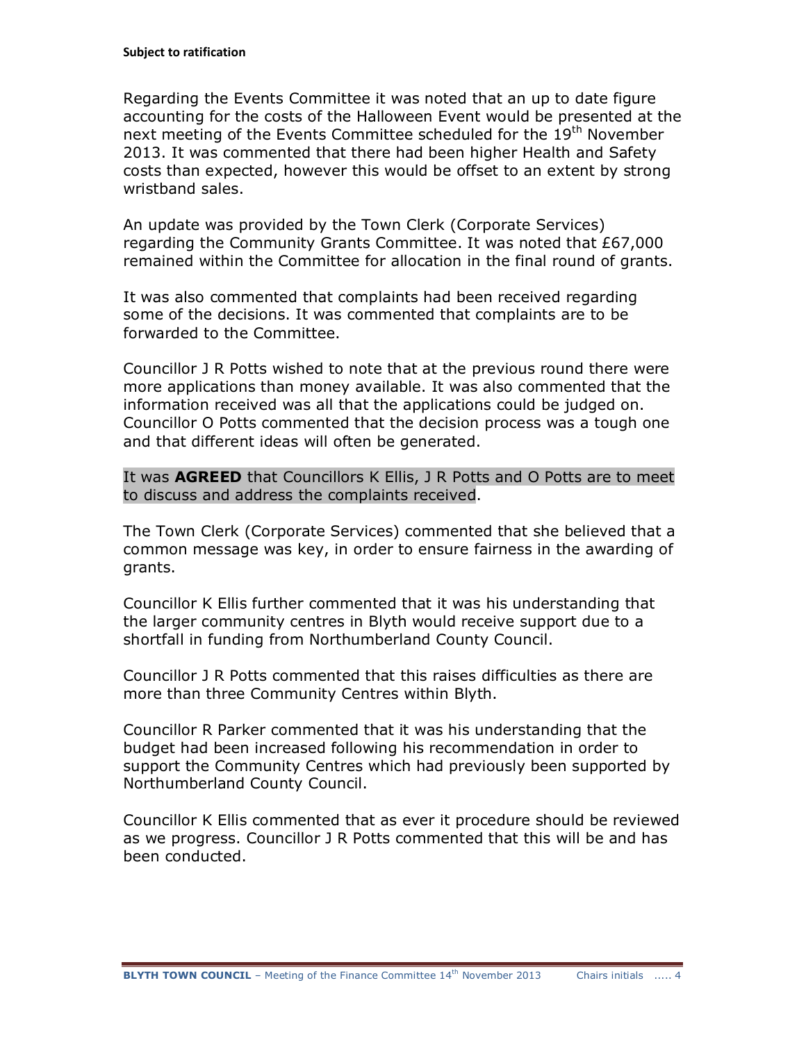**Subject to ratification**

Regarding the Events Committee it was noted that an up to date figure accounting for the costs of the Halloween Event would be presented at the next meeting of the Events Committee scheduled for the 19th November 2013. It was commented that there had been higher Health and Safety costs than expected, however this would be offset to an extent by strong wristband sales.

An update was provided by the Town Clerk (Corporate Services) regarding the Community Grants Committee. It was noted that £67,000 remained within the Committee for allocation in the final round of grants.

It was also commented that complaints had been received regarding some of the decisions. It was commented that complaints are to be forwarded to the Committee.

Councillor J R Potts wished to note that at the previous round there were more applications than money available. It was also commented that the information received was all that the applications could be judged on. Councillor O Potts commented that the decision process was a tough one and that different ideas will often be generated.

It was **AGREED** that Councillors K Ellis, J R Potts and O Potts are to meet to discuss and address the complaints received.

The Town Clerk (Corporate Services) commented that she believed that a common message was key, in order to ensure fairness in the awarding of grants.

Councillor K Ellis further commented that it was his understanding that the larger community centres in Blyth would receive support due to a shortfall in funding from Northumberland County Council.

Councillor J R Potts commented that this raises difficulties as there are more than three Community Centres within Blyth.

Councillor R Parker commented that it was his understanding that the budget had been increased following his recommendation in order to support the Community Centres which had previously been supported by Northumberland County Council.

Councillor K Ellis commented that as ever it procedure should be reviewed as we progress. Councillor J R Potts commented that this will be and has been conducted.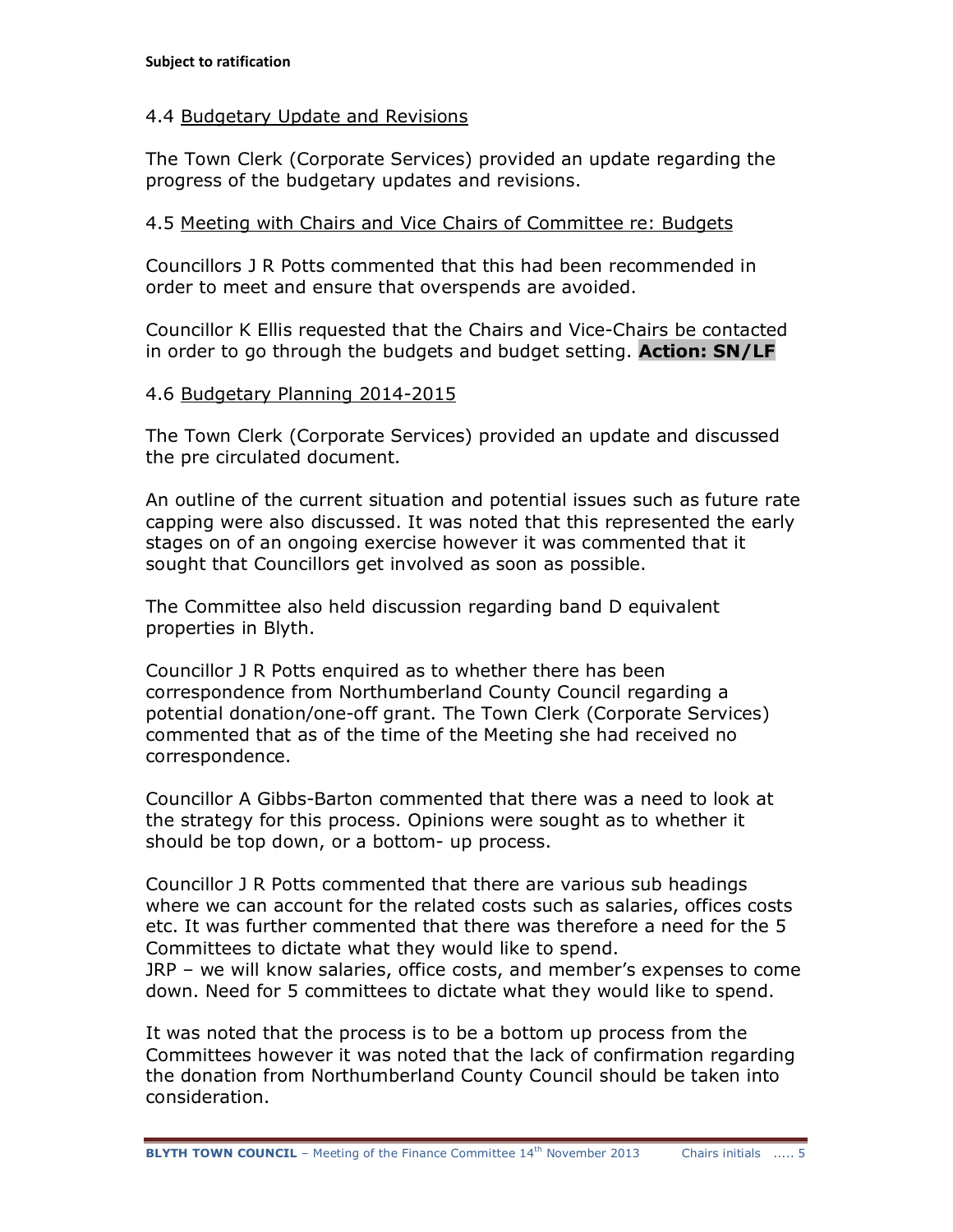**Subject to ratification**

4.4 Budgetary Update and Revisions

The Town Clerk (Corporate Services) provided an update regarding the progress of the budgetary updates and revisions.

4.5 Meeting with Chairs and Vice Chairs of Committee re: Budgets

Councillors J R Potts commented that this had been recommended in order to meet and ensure that overspends are avoided.

Councillor K Ellis requested that the Chairs and Vice-Chairs be contacted in order to go through the budgets and budget setting. **Action: SN/LF**

4.6 Budgetary Planning 2014-2015

The Town Clerk (Corporate Services) provided an update and discussed the pre circulated document.

An outline of the current situation and potential issues such as future rate capping were also discussed. It was noted that this represented the early stages on of an ongoing exercise however it was commented that it sought that Councillors get involved as soon as possible.

The Committee also held discussion regarding band D equivalent properties in Blyth.

Councillor J R Potts enquired as to whether there has been correspondence from Northumberland County Council regarding a potential donation/one-off grant. The Town Clerk (Corporate Services) commented that as of the time of the Meeting she had received no correspondence.

Councillor A Gibbs-Barton commented that there was a need to look at the strategy for this process. Opinions were sought as to whether it should be top down, or a bottom- up process.

Councillor J R Potts commented that there are various sub headings where we can account for the related costs such as salaries, offices costs etc. It was further commented that there was therefore a need for the 5 Committees to dictate what they would like to spend.
JRP – we will know salaries, office costs, and member's expenses to come down. Need for 5 committees to dictate what they would like to spend.

It was noted that the process is to be a bottom up process from the Committees however it was noted that the lack of confirmation regarding the donation from Northumberland County Council should be taken into consideration.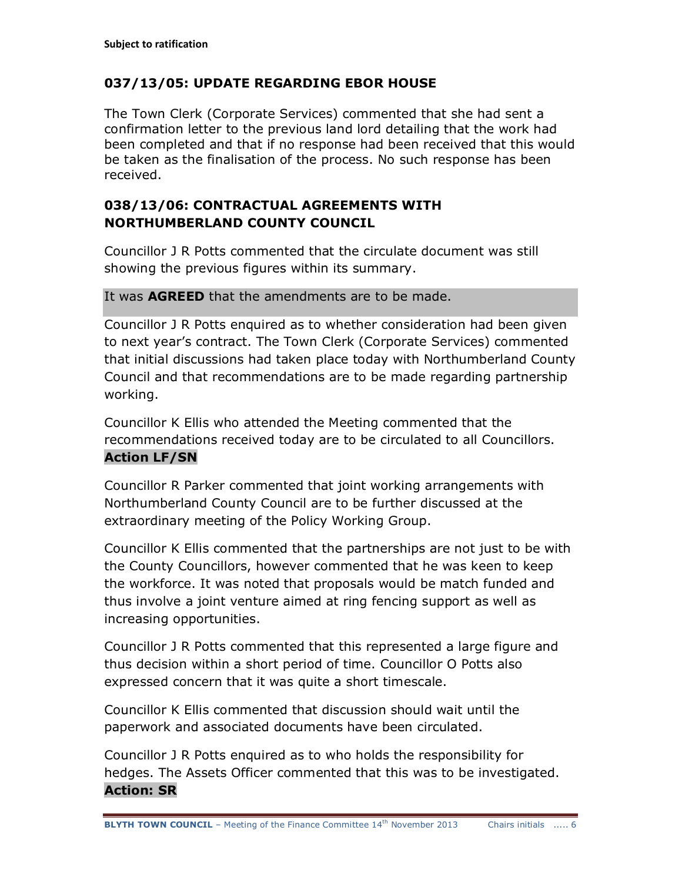**Subject to ratification**

## 037/13/05: UPDATE REGARDING EBOR HOUSE

The Town Clerk (Corporate Services) commented that she had sent a confirmation letter to the previous land lord detailing that the work had been completed and that if no response had been received that this would be taken as the finalisation of the process. No such response has been received.

## 038/13/06: CONTRACTUAL AGREEMENTS WITH NORTHUMBERLAND COUNTY COUNCIL

Councillor J R Potts commented that the circulate document was still showing the previous figures within its summary.

It was **AGREED** that the amendments are to be made.

Councillor J R Potts enquired as to whether consideration had been given to next year's contract. The Town Clerk (Corporate Services) commented that initial discussions had taken place today with Northumberland County Council and that recommendations are to be made regarding partnership working.

Councillor K Ellis who attended the Meeting commented that the recommendations received today are to be circulated to all Councillors.
**Action LF/SN**

Councillor R Parker commented that joint working arrangements with Northumberland County Council are to be further discussed at the extraordinary meeting of the Policy Working Group.

Councillor K Ellis commented that the partnerships are not just to be with the County Councillors, however commented that he was keen to keep the workforce. It was noted that proposals would be match funded and thus involve a joint venture aimed at ring fencing support as well as increasing opportunities.

Councillor J R Potts commented that this represented a large figure and thus decision within a short period of time. Councillor O Potts also expressed concern that it was quite a short timescale.

Councillor K Ellis commented that discussion should wait until the paperwork and associated documents have been circulated.

Councillor J R Potts enquired as to who holds the responsibility for hedges. The Assets Officer commented that this was to be investigated.
**Action: SR**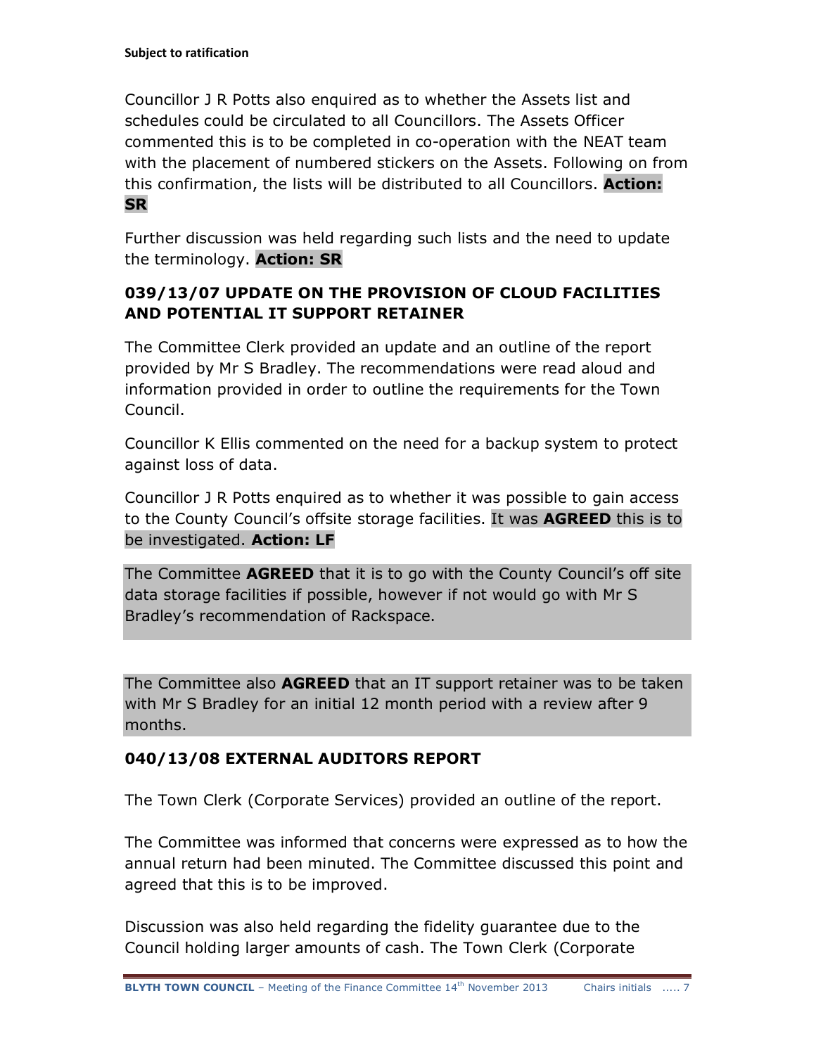Councillor J R Potts also enquired as to whether the Assets list and schedules could be circulated to all Councillors. The Assets Officer commented this is to be completed in co-operation with the NEAT team with the placement of numbered stickers on the Assets. Following on from this confirmation, the lists will be distributed to all Councillors. **Action: SR**

Further discussion was held regarding such lists and the need to update the terminology. **Action: SR**

### 039/13/07 UPDATE ON THE PROVISION OF CLOUD FACILITIES AND POTENTIAL IT SUPPORT RETAINER

The Committee Clerk provided an update and an outline of the report provided by Mr S Bradley. The recommendations were read aloud and information provided in order to outline the requirements for the Town Council.

Councillor K Ellis commented on the need for a backup system to protect against loss of data.

Councillor J R Potts enquired as to whether it was possible to gain access to the County Council's offsite storage facilities. It was **AGREED** this is to be investigated. **Action: LF**

The Committee **AGREED** that it is to go with the County Council's off site data storage facilities if possible, however if not would go with Mr S Bradley's recommendation of Rackspace.

The Committee also **AGREED** that an IT support retainer was to be taken with Mr S Bradley for an initial 12 month period with a review after 9 months.

### 040/13/08 EXTERNAL AUDITORS REPORT

The Town Clerk (Corporate Services) provided an outline of the report.

The Committee was informed that concerns were expressed as to how the annual return had been minuted. The Committee discussed this point and agreed that this is to be improved.

Discussion was also held regarding the fidelity guarantee due to the Council holding larger amounts of cash. The Town Clerk (Corporate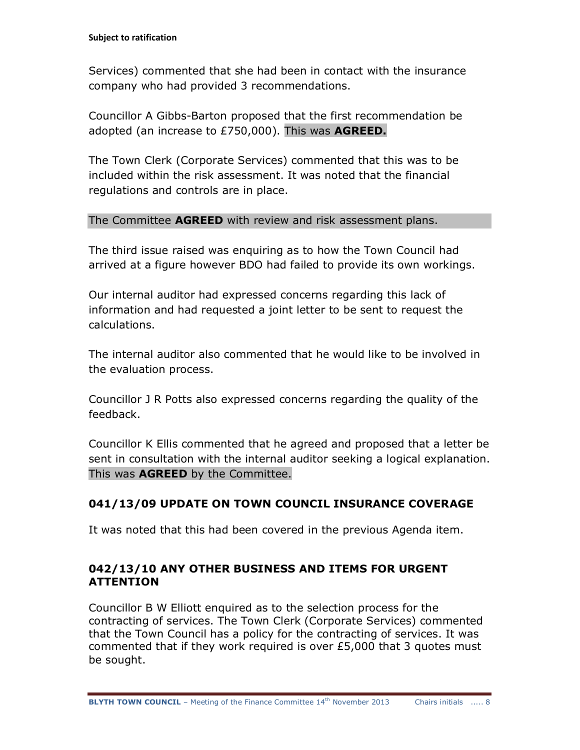Services) commented that she had been in contact with the insurance company who had provided 3 recommendations.

Councillor A Gibbs-Barton proposed that the first recommendation be adopted (an increase to £750,000). This was **AGREED.**

The Town Clerk (Corporate Services) commented that this was to be included within the risk assessment. It was noted that the financial regulations and controls are in place.

The Committee **AGREED** with review and risk assessment plans.

The third issue raised was enquiring as to how the Town Council had arrived at a figure however BDO had failed to provide its own workings.

Our internal auditor had expressed concerns regarding this lack of information and had requested a joint letter to be sent to request the calculations.

The internal auditor also commented that he would like to be involved in the evaluation process.

Councillor J R Potts also expressed concerns regarding the quality of the feedback.

Councillor K Ellis commented that he agreed and proposed that a letter be sent in consultation with the internal auditor seeking a logical explanation. This was **AGREED** by the Committee.

### 041/13/09 UPDATE ON TOWN COUNCIL INSURANCE COVERAGE

It was noted that this had been covered in the previous Agenda item.

### 042/13/10 ANY OTHER BUSINESS AND ITEMS FOR URGENT ATTENTION

Councillor B W Elliott enquired as to the selection process for the contracting of services. The Town Clerk (Corporate Services) commented that the Town Council has a policy for the contracting of services. It was commented that if they work required is over £5,000 that 3 quotes must be sought.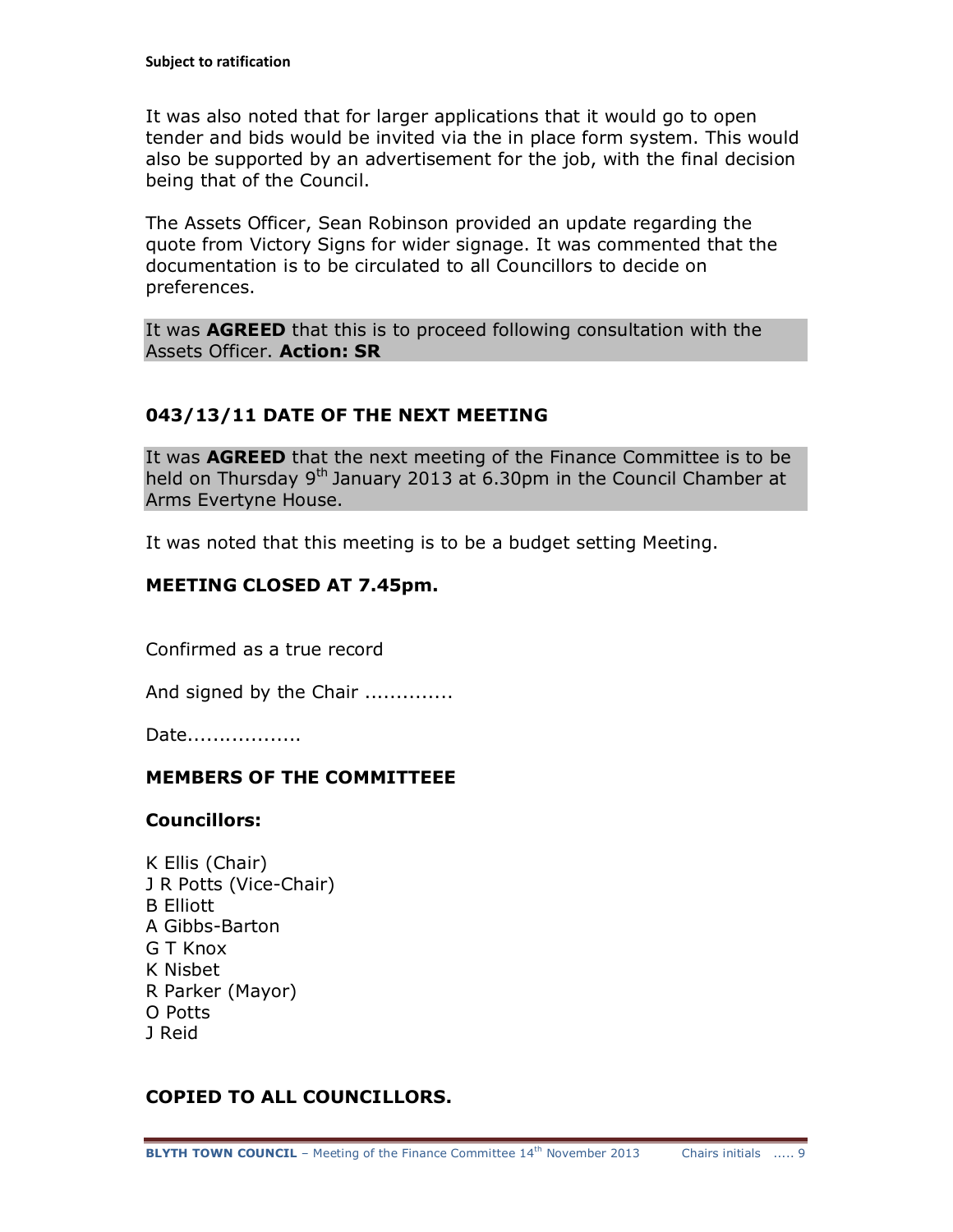**Subject to ratification**

It was also noted that for larger applications that it would go to open tender and bids would be invited via the in place form system. This would also be supported by an advertisement for the job, with the final decision being that of the Council.

The Assets Officer, Sean Robinson provided an update regarding the quote from Victory Signs for wider signage. It was commented that the documentation is to be circulated to all Councillors to decide on preferences.

It was **AGREED** that this is to proceed following consultation with the Assets Officer. **Action: SR**

### 043/13/11 DATE OF THE NEXT MEETING

It was **AGREED** that the next meeting of the Finance Committee is to be held on Thursday 9th January 2013 at 6.30pm in the Council Chamber at Arms Evertyne House.

It was noted that this meeting is to be a budget setting Meeting.

**MEETING CLOSED AT 7.45pm.**

Confirmed as a true record

And signed by the Chair ..............

Date..................

### MEMBERS OF THE COMMITTEEE

**Councillors:**

K Ellis (Chair)
J R Potts (Vice-Chair)
B Elliott
A Gibbs-Barton
G T Knox
K Nisbet
R Parker (Mayor)
O Potts
J Reid

**COPIED TO ALL COUNCILLORS.**